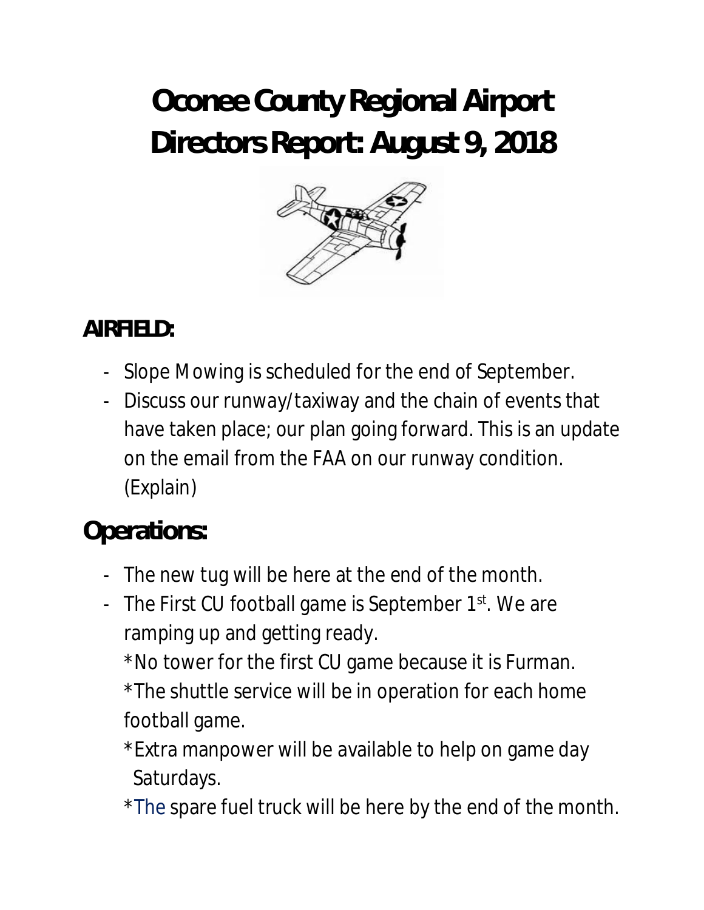# Oconee County Regional Airport
# Directors Report: August 9, 2018

## AIRFIELD:

- Slope Mowing is scheduled for the end of September.
- Discuss our runway/taxiway and the chain of events that have taken place; our plan going forward. This is an update on the email from the FAA on our runway condition. (Explain)

## Operations:

- The new tug will be here at the end of the month.
- The First CU football game is September 1st. We are ramping up and getting ready.

  *No tower for the first CU game because it is Furman.

  *The shuttle service will be in operation for each home football game.

  *Extra manpower will be available to help on game day Saturdays.

  *The spare fuel truck will be here by the end of the month.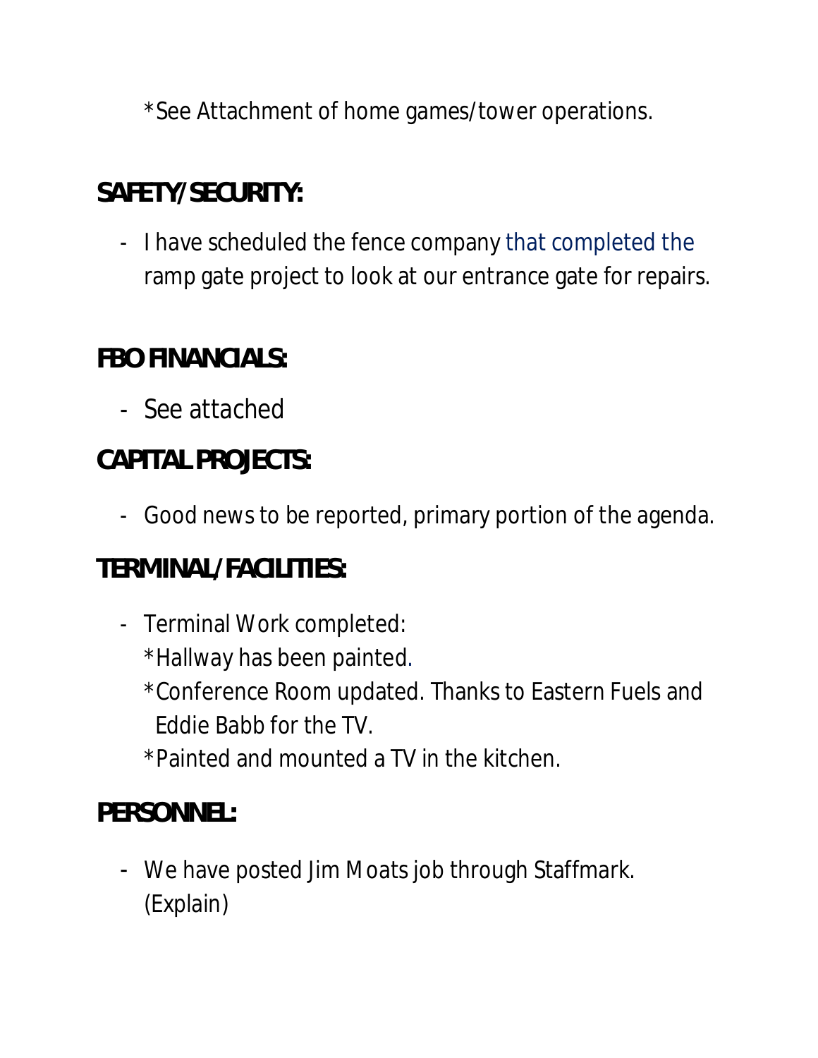*See Attachment of home games/tower operations.

## SAFETY/SECURITY:

- I have scheduled the fence company that completed the ramp gate project to look at our entrance gate for repairs.

## FBO FINANCIALS:

- See attached

## CAPITAL PROJECTS:

- Good news to be reported, primary portion of the agenda.

## TERMINAL/FACILITIES:

- Terminal Work completed:
  *Hallway has been painted.
  *Conference Room updated. Thanks to Eastern Fuels and Eddie Babb for the TV.
  *Painted and mounted a TV in the kitchen.

## PERSONNEL:

- We have posted Jim Moats job through Staffmark. (Explain)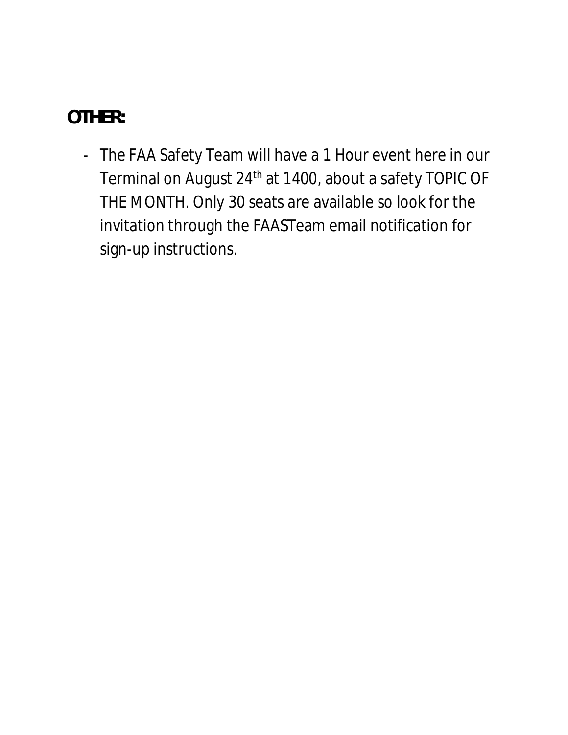**OTHER:**

- The FAA Safety Team will have a 1 Hour event here in our Terminal on August 24th at 1400, about a safety TOPIC OF THE MONTH. Only 30 seats are available so look for the invitation through the FAASTeam email notification for sign-up instructions.